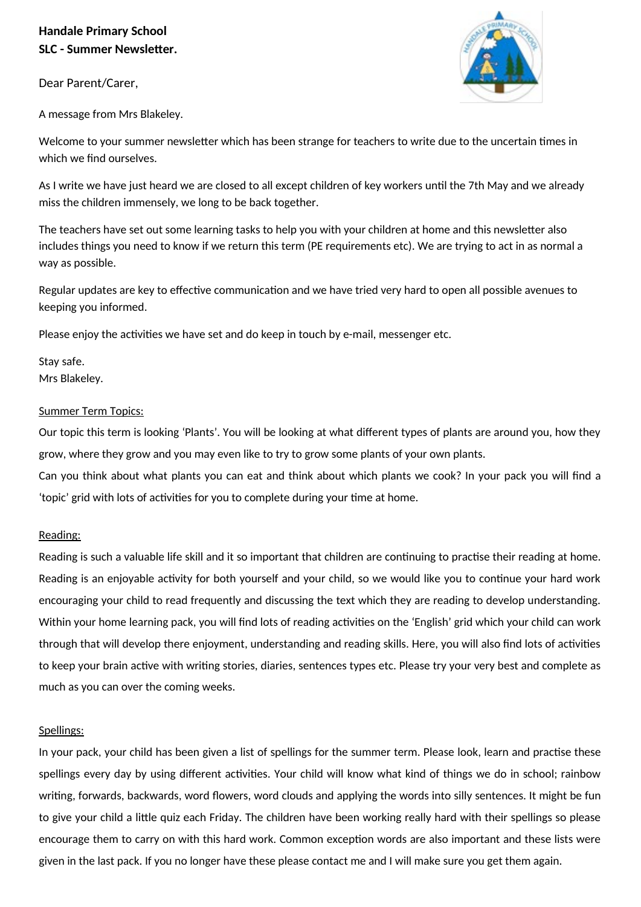**Handale Primary School**
**SLC - Summer Newsletter.**

Dear Parent/Carer,

A message from Mrs Blakeley.

Welcome to your summer newsletter which has been strange for teachers to write due to the uncertain times in which we find ourselves.

As I write we have just heard we are closed to all except children of key workers until the 7th May and we already miss the children immensely, we long to be back together.

The teachers have set out some learning tasks to help you with your children at home and this newsletter also includes things you need to know if we return this term (PE requirements etc). We are trying to act in as normal a way as possible.

Regular updates are key to effective communication and we have tried very hard to open all possible avenues to keeping you informed.

Please enjoy the activities we have set and do keep in touch by e-mail, messenger etc.

Stay safe.
Mrs Blakeley.

<u>Summer Term Topics:</u>

Our topic this term is looking 'Plants'. You will be looking at what different types of plants are around you, how they grow, where they grow and you may even like to try to grow some plants of your own plants.
Can you think about what plants you can eat and think about which plants we cook? In your pack you will find a 'topic' grid with lots of activities for you to complete during your time at home.

<u>Reading:</u>

Reading is such a valuable life skill and it so important that children are continuing to practise their reading at home. Reading is an enjoyable activity for both yourself and your child, so we would like you to continue your hard work encouraging your child to read frequently and discussing the text which they are reading to develop understanding. Within your home learning pack, you will find lots of reading activities on the 'English' grid which your child can work through that will develop there enjoyment, understanding and reading skills. Here, you will also find lots of activities to keep your brain active with writing stories, diaries, sentences types etc. Please try your very best and complete as much as you can over the coming weeks.

<u>Spellings:</u>

In your pack, your child has been given a list of spellings for the summer term. Please look, learn and practise these spellings every day by using different activities. Your child will know what kind of things we do in school; rainbow writing, forwards, backwards, word flowers, word clouds and applying the words into silly sentences. It might be fun to give your child a little quiz each Friday. The children have been working really hard with their spellings so please encourage them to carry on with this hard work. Common exception words are also important and these lists were given in the last pack. If you no longer have these please contact me and I will make sure you get them again.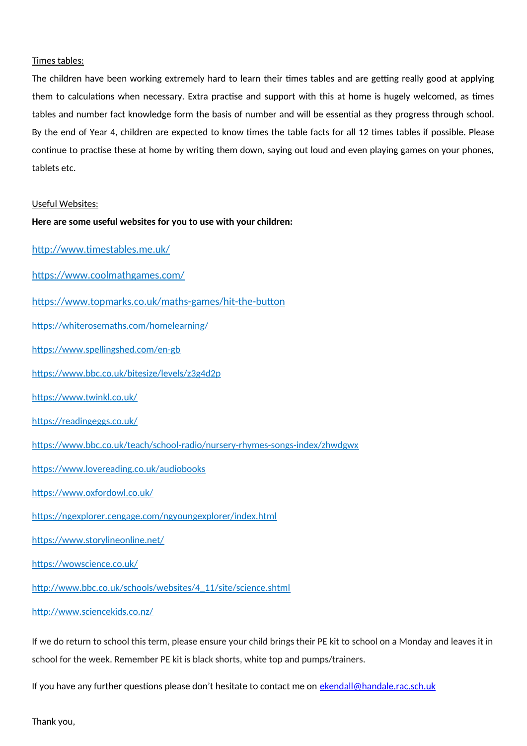Times tables:

The children have been working extremely hard to learn their times tables and are getting really good at applying them to calculations when necessary. Extra practise and support with this at home is hugely welcomed, as times tables and number fact knowledge form the basis of number and will be essential as they progress through school. By the end of Year 4, children are expected to know times the table facts for all 12 times tables if possible. Please continue to practise these at home by writing them down, saying out loud and even playing games on your phones, tablets etc.

Useful Websites:

**Here are some useful websites for you to use with your children:**

http://www.timestables.me.uk/

https://www.coolmathgames.com/

https://www.topmarks.co.uk/maths-games/hit-the-button

https://whiterosemaths.com/homelearning/

https://www.spellingshed.com/en-gb

https://www.bbc.co.uk/bitesize/levels/z3g4d2p

https://www.twinkl.co.uk/

https://readingeggs.co.uk/

https://www.bbc.co.uk/teach/school-radio/nursery-rhymes-songs-index/zhwdgwx

https://www.lovereading.co.uk/audiobooks

https://www.oxfordowl.co.uk/

https://ngexplorer.cengage.com/ngyoungexplorer/index.html

https://www.storylineonline.net/

https://wowscience.co.uk/

http://www.bbc.co.uk/schools/websites/4_11/site/science.shtml

http://www.sciencekids.co.nz/

If we do return to school this term, please ensure your child brings their PE kit to school on a Monday and leaves it in school for the week. Remember PE kit is black shorts, white top and pumps/trainers.

If you have any further questions please don't hesitate to contact me on ekendall@handale.rac.sch.uk

Thank you,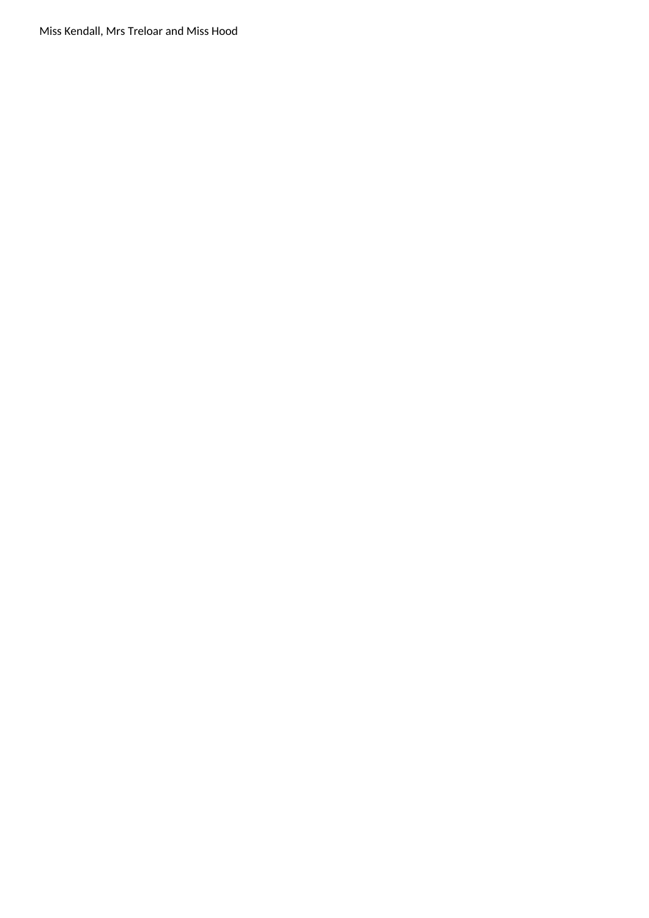Miss Kendall, Mrs Treloar and Miss Hood